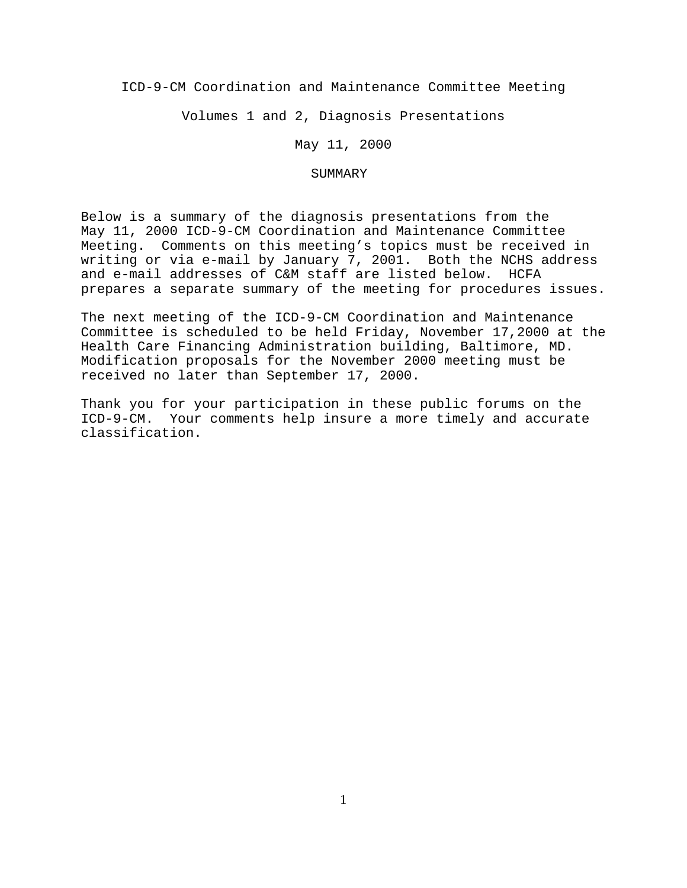# ICD-9-CM Coordination and Maintenance Committee Meeting

## Volumes 1 and 2, Diagnosis Presentations

### May 11, 2000

### SUMMARY

Below is a summary of the diagnosis presentations from the May 11, 2000 ICD-9-CM Coordination and Maintenance Committee Meeting. Comments on this meeting's topics must be received in writing or via e-mail by January 7, 2001. Both the NCHS address and e-mail addresses of C&M staff are listed below. HCFA prepares a separate summary of the meeting for procedures issues.

The next meeting of the ICD-9-CM Coordination and Maintenance Committee is scheduled to be held Friday, November 17,2000 at the Health Care Financing Administration building, Baltimore, MD. Modification proposals for the November 2000 meeting must be received no later than September 17, 2000.

Thank you for your participation in these public forums on the ICD-9-CM. Your comments help insure a more timely and accurate classification.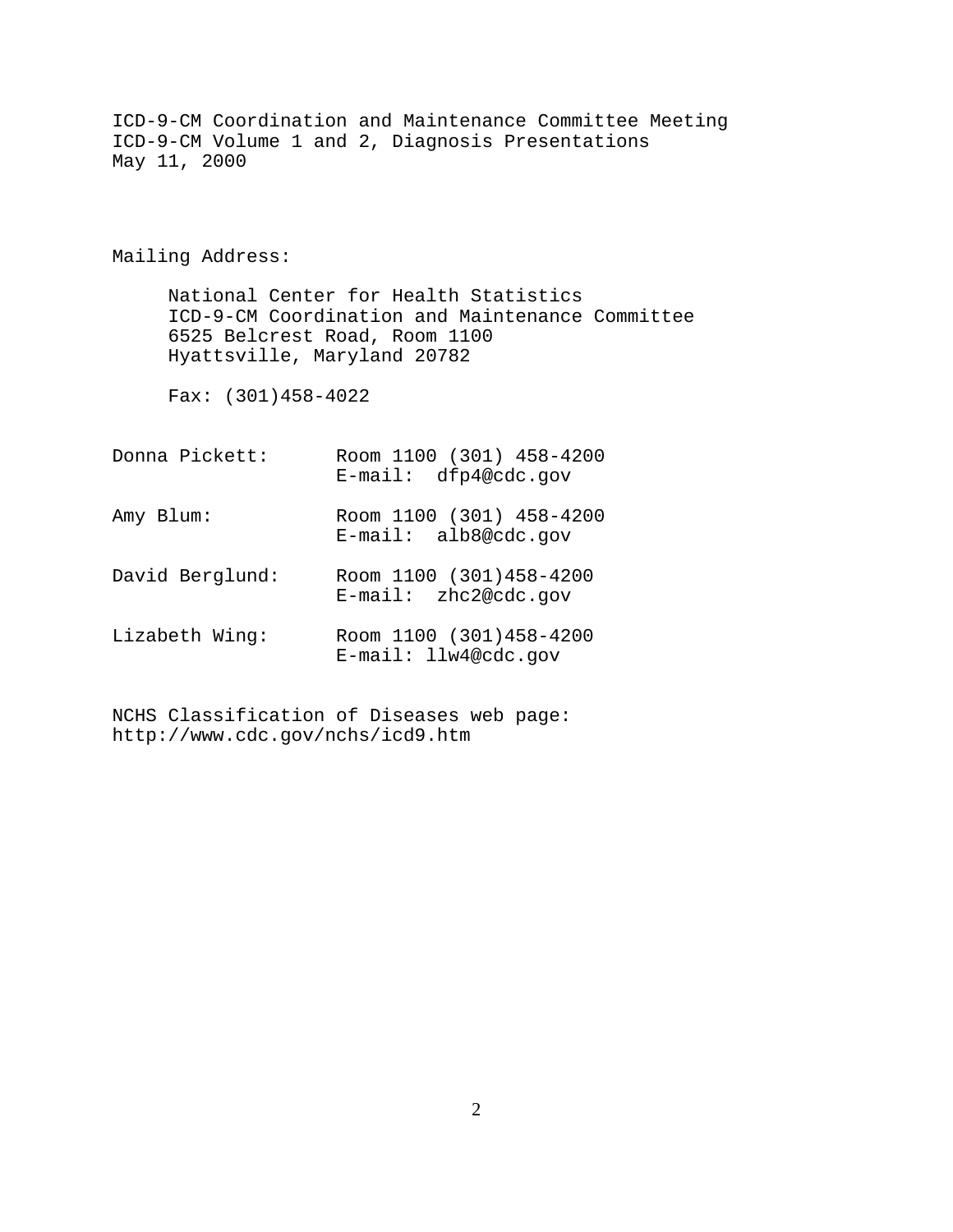ICD-9-CM Coordination and Maintenance Committee Meeting
ICD-9-CM Volume 1 and 2, Diagnosis Presentations
May 11, 2000

Mailing Address:

National Center for Health Statistics
ICD-9-CM Coordination and Maintenance Committee
6525 Belcrest Road, Room 1100
Hyattsville, Maryland 20782

Fax: (301)458-4022

Donna Pickett: Room 1100 (301) 458-4200
E-mail: dfp4@cdc.gov

Amy Blum: Room 1100 (301) 458-4200
E-mail: alb8@cdc.gov

David Berglund: Room 1100 (301)458-4200
E-mail: zhc2@cdc.gov

Lizabeth Wing: Room 1100 (301)458-4200
E-mail: llw4@cdc.gov

NCHS Classification of Diseases web page:
http://www.cdc.gov/nchs/icd9.htm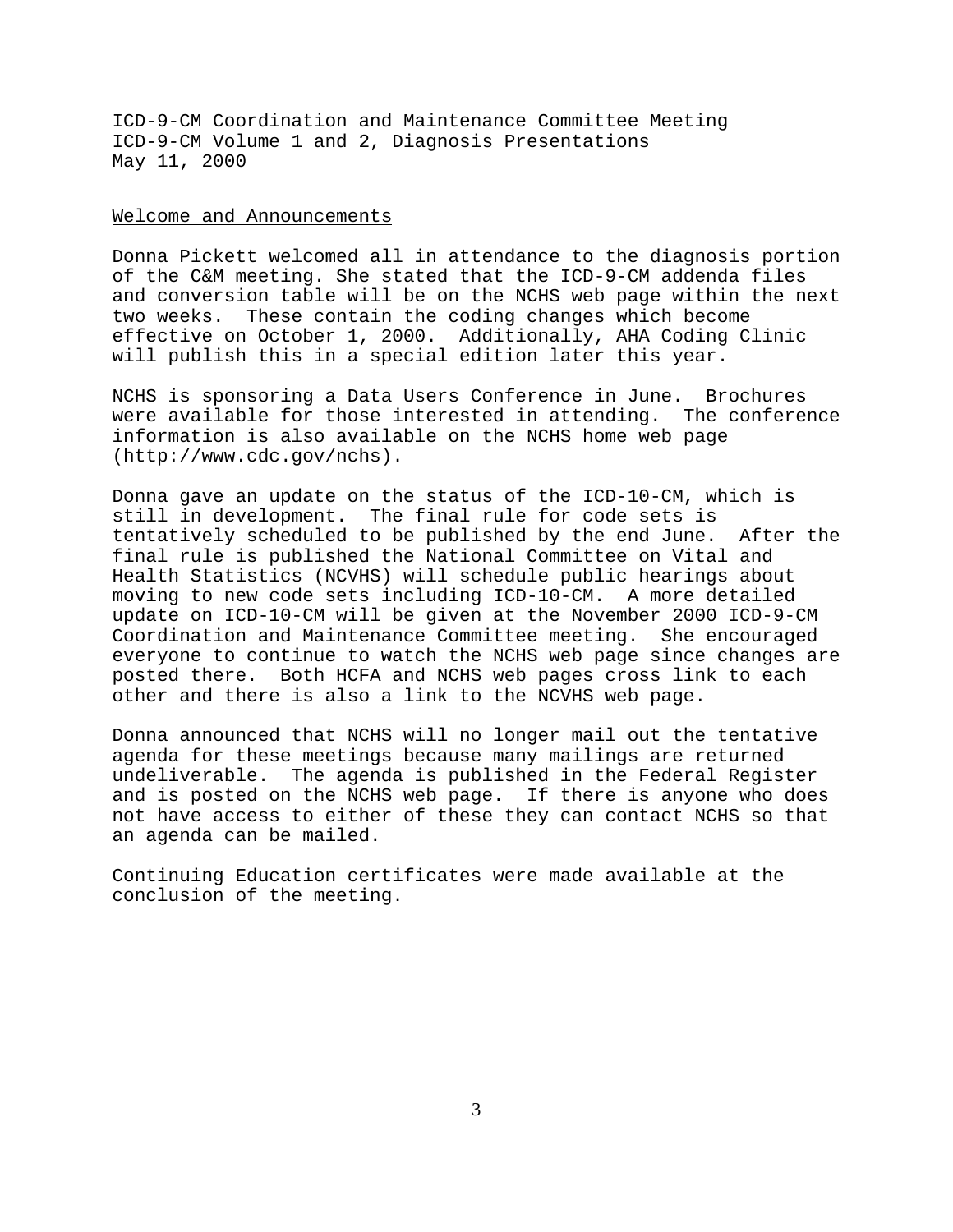ICD-9-CM Coordination and Maintenance Committee Meeting
ICD-9-CM Volume 1 and 2, Diagnosis Presentations
May 11, 2000

## Welcome and Announcements

Donna Pickett welcomed all in attendance to the diagnosis portion of the C&M meeting. She stated that the ICD-9-CM addenda files and conversion table will be on the NCHS web page within the next two weeks. These contain the coding changes which become effective on October 1, 2000. Additionally, AHA Coding Clinic will publish this in a special edition later this year.

NCHS is sponsoring a Data Users Conference in June. Brochures were available for those interested in attending. The conference information is also available on the NCHS home web page (http://www.cdc.gov/nchs).

Donna gave an update on the status of the ICD-10-CM, which is still in development. The final rule for code sets is tentatively scheduled to be published by the end June. After the final rule is published the National Committee on Vital and Health Statistics (NCVHS) will schedule public hearings about moving to new code sets including ICD-10-CM. A more detailed update on ICD-10-CM will be given at the November 2000 ICD-9-CM Coordination and Maintenance Committee meeting. She encouraged everyone to continue to watch the NCHS web page since changes are posted there. Both HCFA and NCHS web pages cross link to each other and there is also a link to the NCVHS web page.

Donna announced that NCHS will no longer mail out the tentative agenda for these meetings because many mailings are returned undeliverable. The agenda is published in the Federal Register and is posted on the NCHS web page. If there is anyone who does not have access to either of these they can contact NCHS so that an agenda can be mailed.

Continuing Education certificates were made available at the conclusion of the meeting.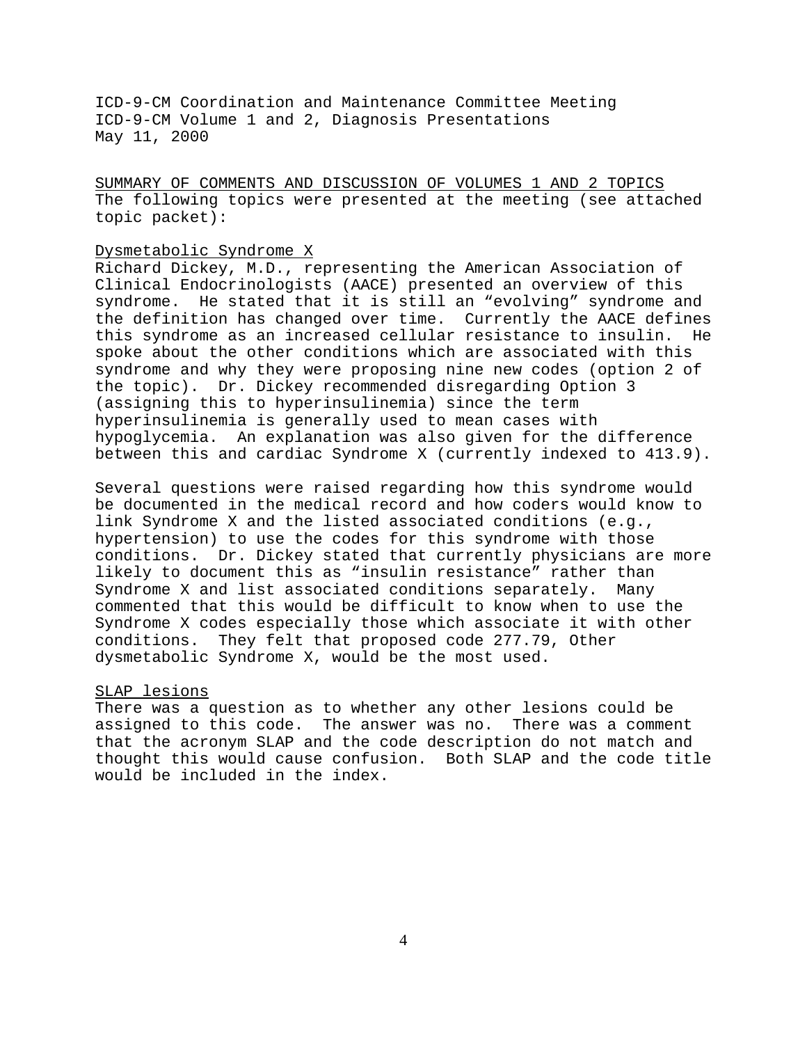ICD-9-CM Coordination and Maintenance Committee Meeting
ICD-9-CM Volume 1 and 2, Diagnosis Presentations
May 11, 2000

## SUMMARY OF COMMENTS AND DISCUSSION OF VOLUMES 1 AND 2 TOPICS

The following topics were presented at the meeting (see attached topic packet):

### Dysmetabolic Syndrome X

Richard Dickey, M.D., representing the American Association of Clinical Endocrinologists (AACE) presented an overview of this syndrome. He stated that it is still an "evolving" syndrome and the definition has changed over time. Currently the AACE defines this syndrome as an increased cellular resistance to insulin. He spoke about the other conditions which are associated with this syndrome and why they were proposing nine new codes (option 2 of the topic). Dr. Dickey recommended disregarding Option 3 (assigning this to hyperinsulinemia) since the term hyperinsulinemia is generally used to mean cases with hypoglycemia. An explanation was also given for the difference between this and cardiac Syndrome X (currently indexed to 413.9).

Several questions were raised regarding how this syndrome would be documented in the medical record and how coders would know to link Syndrome X and the listed associated conditions (e.g., hypertension) to use the codes for this syndrome with those conditions. Dr. Dickey stated that currently physicians are more likely to document this as "insulin resistance" rather than Syndrome X and list associated conditions separately. Many commented that this would be difficult to know when to use the Syndrome X codes especially those which associate it with other conditions. They felt that proposed code 277.79, Other dysmetabolic Syndrome X, would be the most used.

### SLAP lesions

There was a question as to whether any other lesions could be assigned to this code. The answer was no. There was a comment that the acronym SLAP and the code description do not match and thought this would cause confusion. Both SLAP and the code title would be included in the index.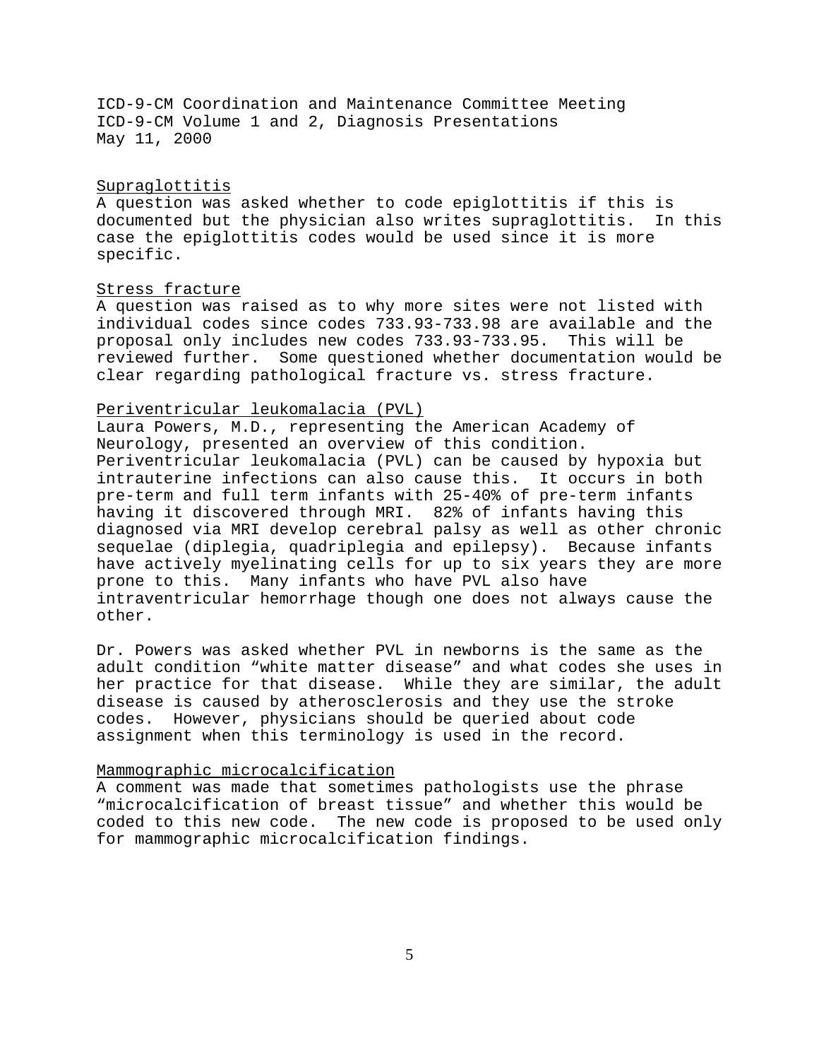ICD-9-CM Coordination and Maintenance Committee Meeting
ICD-9-CM Volume 1 and 2, Diagnosis Presentations
May 11, 2000

## Supraglottitis

A question was asked whether to code epiglottitis if this is documented but the physician also writes supraglottitis. In this case the epiglottitis codes would be used since it is more specific.

## Stress fracture

A question was raised as to why more sites were not listed with individual codes since codes 733.93-733.98 are available and the proposal only includes new codes 733.93-733.95. This will be reviewed further. Some questioned whether documentation would be clear regarding pathological fracture vs. stress fracture.

## Periventricular leukomalacia (PVL)

Laura Powers, M.D., representing the American Academy of Neurology, presented an overview of this condition. Periventricular leukomalacia (PVL) can be caused by hypoxia but intrauterine infections can also cause this. It occurs in both pre-term and full term infants with 25-40% of pre-term infants having it discovered through MRI. 82% of infants having this diagnosed via MRI develop cerebral palsy as well as other chronic sequelae (diplegia, quadriplegia and epilepsy). Because infants have actively myelinating cells for up to six years they are more prone to this. Many infants who have PVL also have intraventricular hemorrhage though one does not always cause the other.

Dr. Powers was asked whether PVL in newborns is the same as the adult condition “white matter disease” and what codes she uses in her practice for that disease. While they are similar, the adult disease is caused by atherosclerosis and they use the stroke codes. However, physicians should be queried about code assignment when this terminology is used in the record.

## Mammographic microcalcification

A comment was made that sometimes pathologists use the phrase “microcalcification of breast tissue” and whether this would be coded to this new code. The new code is proposed to be used only for mammographic microcalcification findings.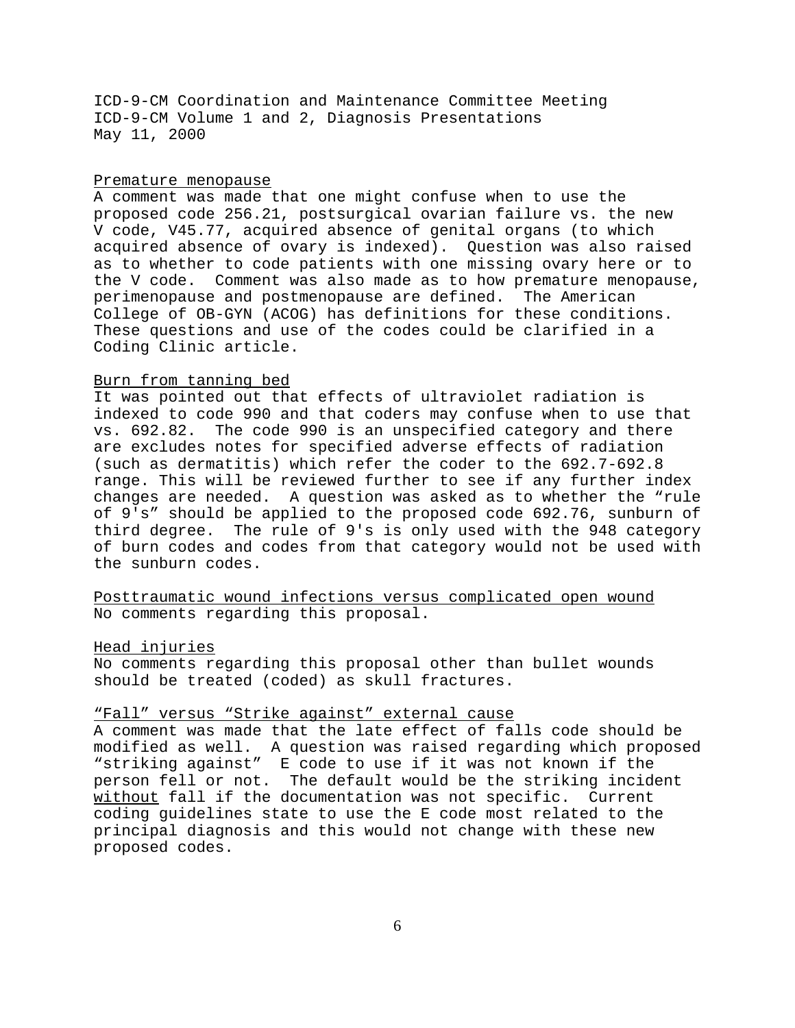ICD-9-CM Coordination and Maintenance Committee Meeting
ICD-9-CM Volume 1 and 2, Diagnosis Presentations
May 11, 2000

<u>Premature menopause</u>

A comment was made that one might confuse when to use the proposed code 256.21, postsurgical ovarian failure vs. the new V code, V45.77, acquired absence of genital organs (to which acquired absence of ovary is indexed). Question was also raised as to whether to code patients with one missing ovary here or to the V code. Comment was also made as to how premature menopause, perimenopause and postmenopause are defined. The American College of OB-GYN (ACOG) has definitions for these conditions. These questions and use of the codes could be clarified in a Coding Clinic article.

<u>Burn from tanning bed</u>

It was pointed out that effects of ultraviolet radiation is indexed to code 990 and that coders may confuse when to use that vs. 692.82. The code 990 is an unspecified category and there are excludes notes for specified adverse effects of radiation (such as dermatitis) which refer the coder to the 692.7-692.8 range. This will be reviewed further to see if any further index changes are needed. A question was asked as to whether the "rule of 9's" should be applied to the proposed code 692.76, sunburn of third degree. The rule of 9's is only used with the 948 category of burn codes and codes from that category would not be used with the sunburn codes.

<u>Posttraumatic wound infections versus complicated open wound</u>

No comments regarding this proposal.

<u>Head injuries</u>

No comments regarding this proposal other than bullet wounds should be treated (coded) as skull fractures.

<u>"Fall" versus "Strike against" external cause</u>

A comment was made that the late effect of falls code should be modified as well. A question was raised regarding which proposed "striking against" E code to use if it was not known if the person fell or not. The default would be the striking incident <u>without</u> fall if the documentation was not specific. Current coding guidelines state to use the E code most related to the principal diagnosis and this would not change with these new proposed codes.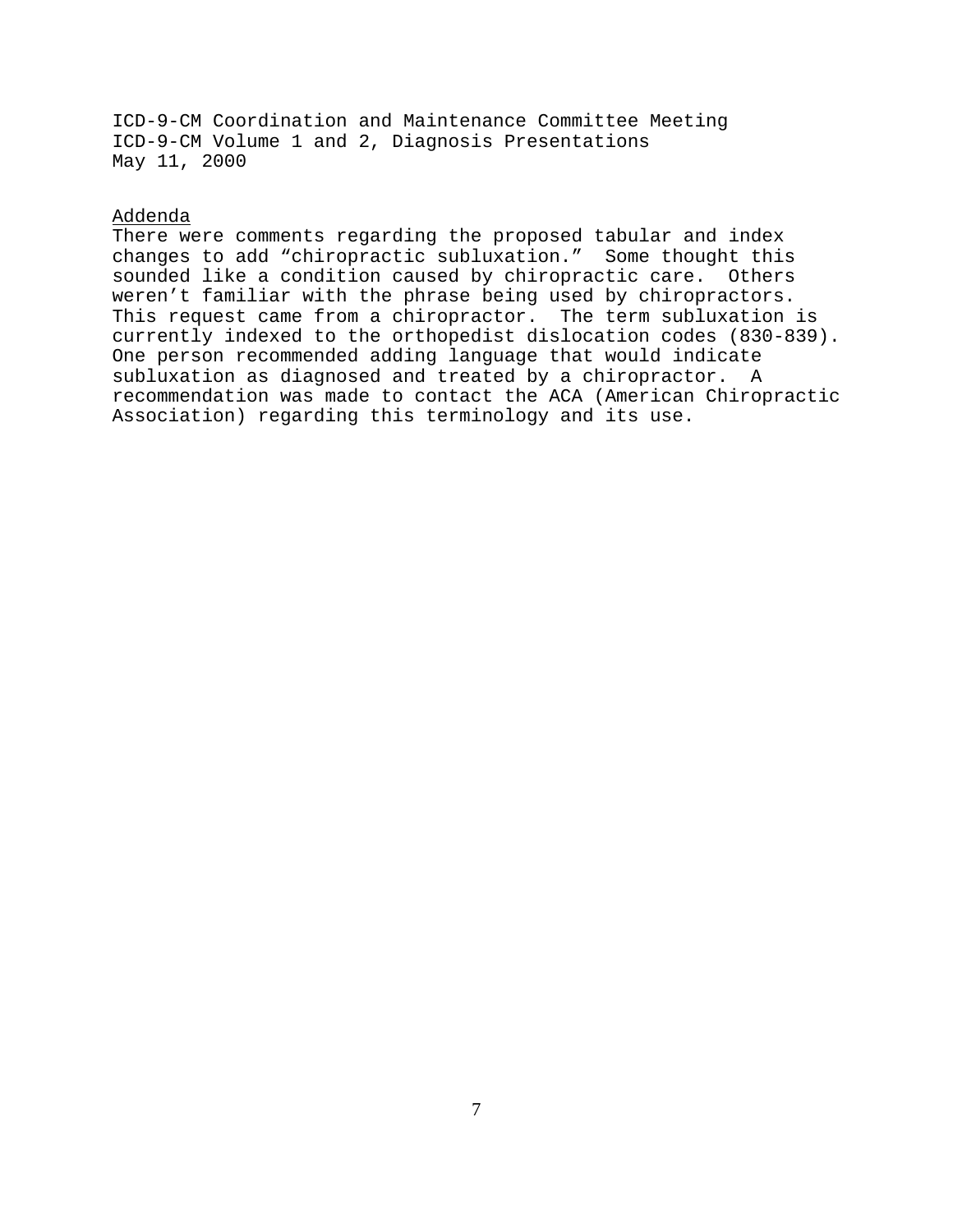ICD-9-CM Coordination and Maintenance Committee Meeting
ICD-9-CM Volume 1 and 2, Diagnosis Presentations
May 11, 2000

<u>Addenda</u>

There were comments regarding the proposed tabular and index changes to add "chiropractic subluxation." Some thought this sounded like a condition caused by chiropractic care. Others weren't familiar with the phrase being used by chiropractors. This request came from a chiropractor. The term subluxation is currently indexed to the orthopedist dislocation codes (830-839). One person recommended adding language that would indicate subluxation as diagnosed and treated by a chiropractor. A recommendation was made to contact the ACA (American Chiropractic Association) regarding this terminology and its use.